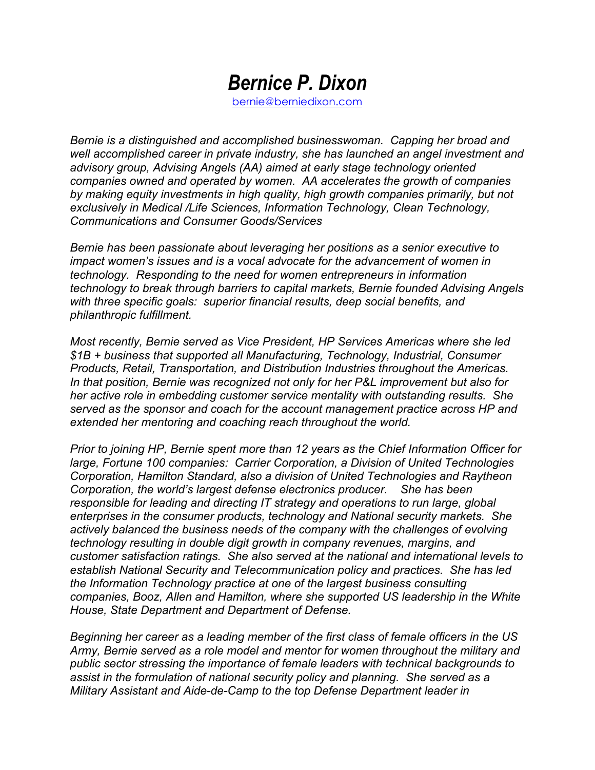# *Bernice P. Dixon*

bernie@berniedixon.com

*Bernie is a distinguished and accomplished businesswoman. Capping her broad and well accomplished career in private industry, she has launched an angel investment and advisory group, Advising Angels (AA) aimed at early stage technology oriented companies owned and operated by women. AA accelerates the growth of companies by making equity investments in high quality, high growth companies primarily, but not exclusively in Medical /Life Sciences, Information Technology, Clean Technology, Communications and Consumer Goods/Services*

*Bernie has been passionate about leveraging her positions as a senior executive to impact women's issues and is a vocal advocate for the advancement of women in technology. Responding to the need for women entrepreneurs in information technology to break through barriers to capital markets, Bernie founded Advising Angels with three specific goals: superior financial results, deep social benefits, and philanthropic fulfillment.*

*Most recently, Bernie served as Vice President, HP Services Americas where she led $1B + business that supported all Manufacturing, Technology, Industrial, Consumer Products, Retail, Transportation, and Distribution Industries throughout the Americas. In that position, Bernie was recognized not only for her P&L improvement but also for her active role in embedding customer service mentality with outstanding results. She served as the sponsor and coach for the account management practice across HP and extended her mentoring and coaching reach throughout the world.*

*Prior to joining HP, Bernie spent more than 12 years as the Chief Information Officer for large, Fortune 100 companies: Carrier Corporation, a Division of United Technologies Corporation, Hamilton Standard, also a division of United Technologies and Raytheon Corporation, the world's largest defense electronics producer. She has been responsible for leading and directing IT strategy and operations to run large, global enterprises in the consumer products, technology and National security markets. She actively balanced the business needs of the company with the challenges of evolving technology resulting in double digit growth in company revenues, margins, and customer satisfaction ratings. She also served at the national and international levels to establish National Security and Telecommunication policy and practices. She has led the Information Technology practice at one of the largest business consulting companies, Booz, Allen and Hamilton, where she supported US leadership in the White House, State Department and Department of Defense.*

*Beginning her career as a leading member of the first class of female officers in the US Army, Bernie served as a role model and mentor for women throughout the military and public sector stressing the importance of female leaders with technical backgrounds to assist in the formulation of national security policy and planning. She served as a Military Assistant and Aide-de-Camp to the top Defense Department leader in*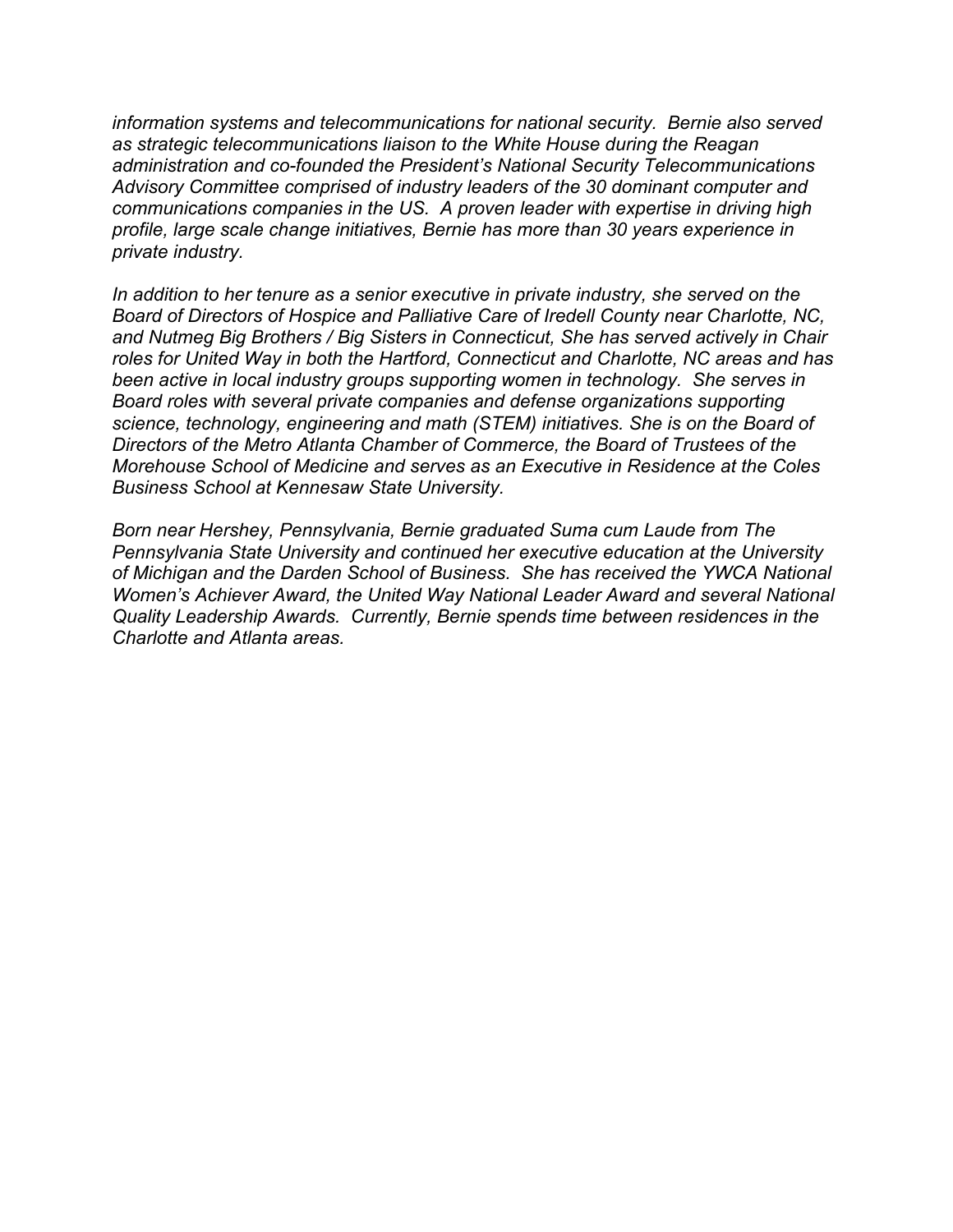*information systems and telecommunications for national security. Bernie also served as strategic telecommunications liaison to the White House during the Reagan administration and co-founded the President's National Security Telecommunications Advisory Committee comprised of industry leaders of the 30 dominant computer and communications companies in the US. A proven leader with expertise in driving high profile, large scale change initiatives, Bernie has more than 30 years experience in private industry.*

*In addition to her tenure as a senior executive in private industry, she served on the Board of Directors of Hospice and Palliative Care of Iredell County near Charlotte, NC, and Nutmeg Big Brothers / Big Sisters in Connecticut, She has served actively in Chair roles for United Way in both the Hartford, Connecticut and Charlotte, NC areas and has been active in local industry groups supporting women in technology. She serves in Board roles with several private companies and defense organizations supporting science, technology, engineering and math (STEM) initiatives. She is on the Board of Directors of the Metro Atlanta Chamber of Commerce, the Board of Trustees of the Morehouse School of Medicine and serves as an Executive in Residence at the Coles Business School at Kennesaw State University.*

*Born near Hershey, Pennsylvania, Bernie graduated Suma cum Laude from The Pennsylvania State University and continued her executive education at the University of Michigan and the Darden School of Business. She has received the YWCA National Women's Achiever Award, the United Way National Leader Award and several National Quality Leadership Awards. Currently, Bernie spends time between residences in the Charlotte and Atlanta areas.*